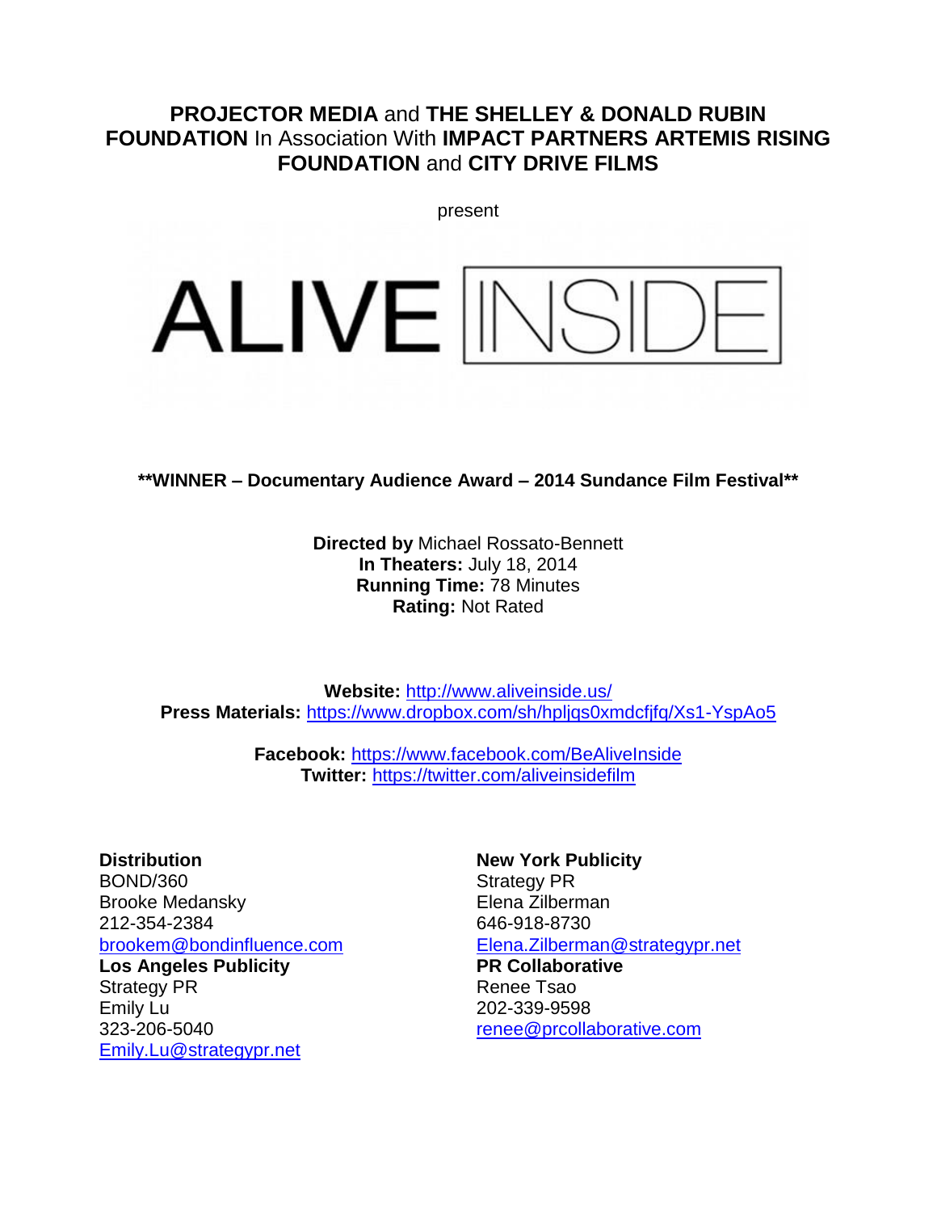**PROJECTOR MEDIA** and **THE SHELLEY & DONALD RUBIN FOUNDATION** In Association With **IMPACT PARTNERS ARTEMIS RISING FOUNDATION** and **CITY DRIVE FILMS**

present

# ALIVE INSIDE

**\*\*WINNER – Documentary Audience Award – 2014 Sundance Film Festival\*\***

**Directed by** Michael Rossato-Bennett
**In Theaters:** July 18, 2014
**Running Time:** 78 Minutes
**Rating:** Not Rated

**Website:** http://www.aliveinside.us/
**Press Materials:** https://www.dropbox.com/sh/hpljqs0xmdcfjfq/Xs1-YspAo5

**Facebook:** https://www.facebook.com/BeAliveInside
**Twitter:** https://twitter.com/aliveinsidefilm

**Distribution**
BOND/360
Brooke Medansky
212-354-2384
brookem@bondinfluence.com

**Los Angeles Publicity**
Strategy PR
Emily Lu
323-206-5040
Emily.Lu@strategypr.net

**New York Publicity**
Strategy PR
Elena Zilberman
646-918-8730
Elena.Zilberman@strategypr.net

**PR Collaborative**
Renee Tsao
202-339-9598
renee@prcollaborative.com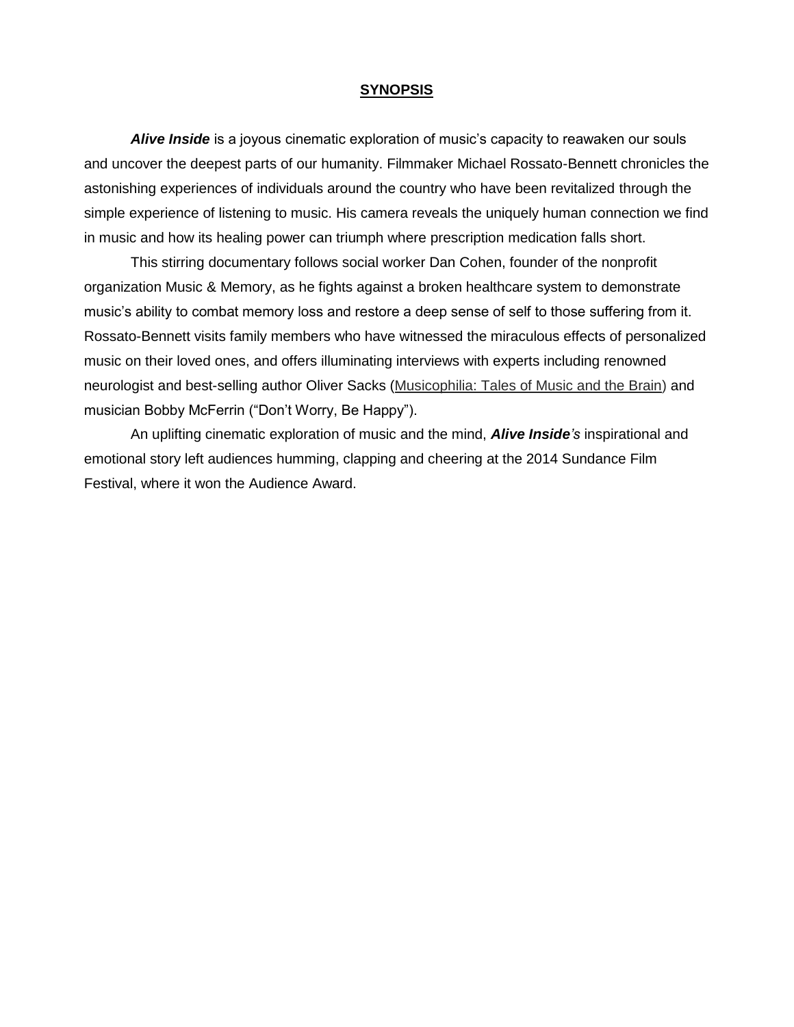## SYNOPSIS

***Alive Inside*** is a joyous cinematic exploration of music's capacity to reawaken our souls and uncover the deepest parts of our humanity. Filmmaker Michael Rossato-Bennett chronicles the astonishing experiences of individuals around the country who have been revitalized through the simple experience of listening to music. His camera reveals the uniquely human connection we find in music and how its healing power can triumph where prescription medication falls short.

This stirring documentary follows social worker Dan Cohen, founder of the nonprofit organization Music & Memory, as he fights against a broken healthcare system to demonstrate music's ability to combat memory loss and restore a deep sense of self to those suffering from it. Rossato-Bennett visits family members who have witnessed the miraculous effects of personalized music on their loved ones, and offers illuminating interviews with experts including renowned neurologist and best-selling author Oliver Sacks (Musicophilia: Tales of Music and the Brain) and musician Bobby McFerrin ("Don't Worry, Be Happy").

An uplifting cinematic exploration of music and the mind, ***Alive Inside****'s* inspirational and emotional story left audiences humming, clapping and cheering at the 2014 Sundance Film Festival, where it won the Audience Award.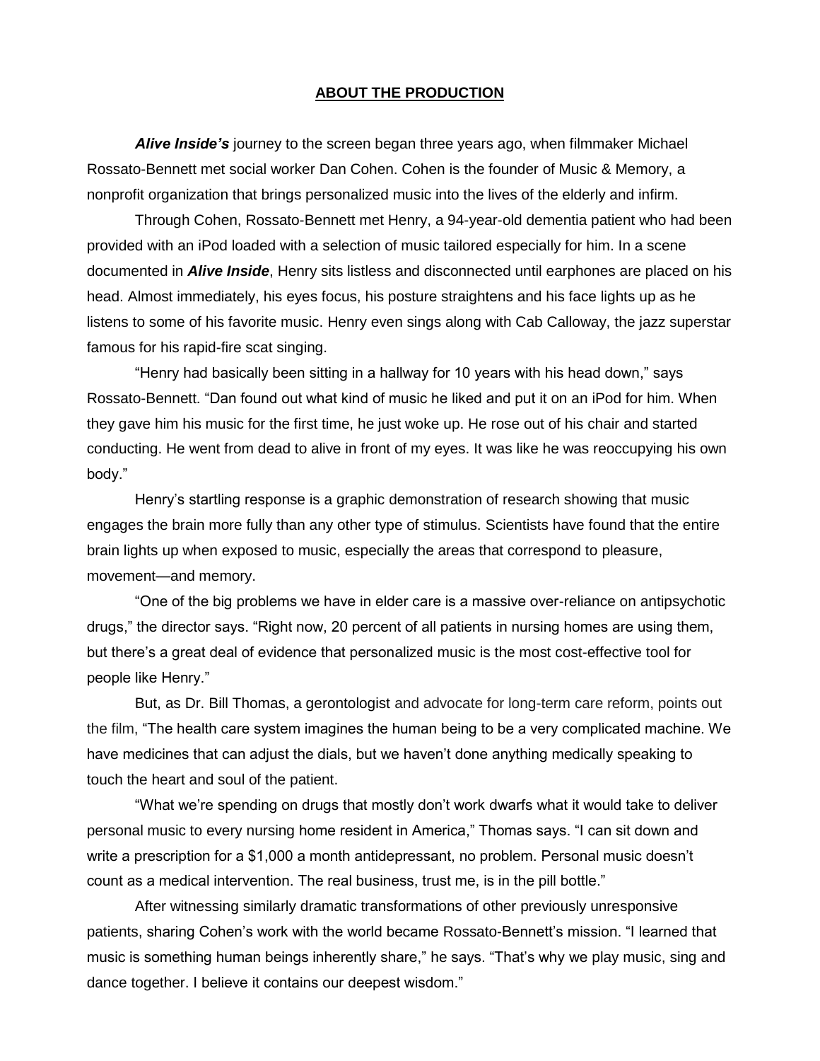## ABOUT THE PRODUCTION

***Alive Inside's*** journey to the screen began three years ago, when filmmaker Michael Rossato-Bennett met social worker Dan Cohen. Cohen is the founder of Music & Memory, a nonprofit organization that brings personalized music into the lives of the elderly and infirm.

Through Cohen, Rossato-Bennett met Henry, a 94-year-old dementia patient who had been provided with an iPod loaded with a selection of music tailored especially for him. In a scene documented in ***Alive Inside***, Henry sits listless and disconnected until earphones are placed on his head. Almost immediately, his eyes focus, his posture straightens and his face lights up as he listens to some of his favorite music. Henry even sings along with Cab Calloway, the jazz superstar famous for his rapid-fire scat singing.

"Henry had basically been sitting in a hallway for 10 years with his head down," says Rossato-Bennett. "Dan found out what kind of music he liked and put it on an iPod for him. When they gave him his music for the first time, he just woke up. He rose out of his chair and started conducting. He went from dead to alive in front of my eyes. It was like he was reoccupying his own body."

Henry's startling response is a graphic demonstration of research showing that music engages the brain more fully than any other type of stimulus. Scientists have found that the entire brain lights up when exposed to music, especially the areas that correspond to pleasure, movement—and memory.

"One of the big problems we have in elder care is a massive over-reliance on antipsychotic drugs," the director says. "Right now, 20 percent of all patients in nursing homes are using them, but there's a great deal of evidence that personalized music is the most cost-effective tool for people like Henry."

But, as Dr. Bill Thomas, a gerontologist and advocate for long-term care reform, points out the film, "The health care system imagines the human being to be a very complicated machine. We have medicines that can adjust the dials, but we haven't done anything medically speaking to touch the heart and soul of the patient.

"What we're spending on drugs that mostly don't work dwarfs what it would take to deliver personal music to every nursing home resident in America," Thomas says. "I can sit down and write a prescription for a $1,000 a month antidepressant, no problem. Personal music doesn't count as a medical intervention. The real business, trust me, is in the pill bottle."

After witnessing similarly dramatic transformations of other previously unresponsive patients, sharing Cohen's work with the world became Rossato-Bennett's mission. "I learned that music is something human beings inherently share," he says. "That's why we play music, sing and dance together. I believe it contains our deepest wisdom."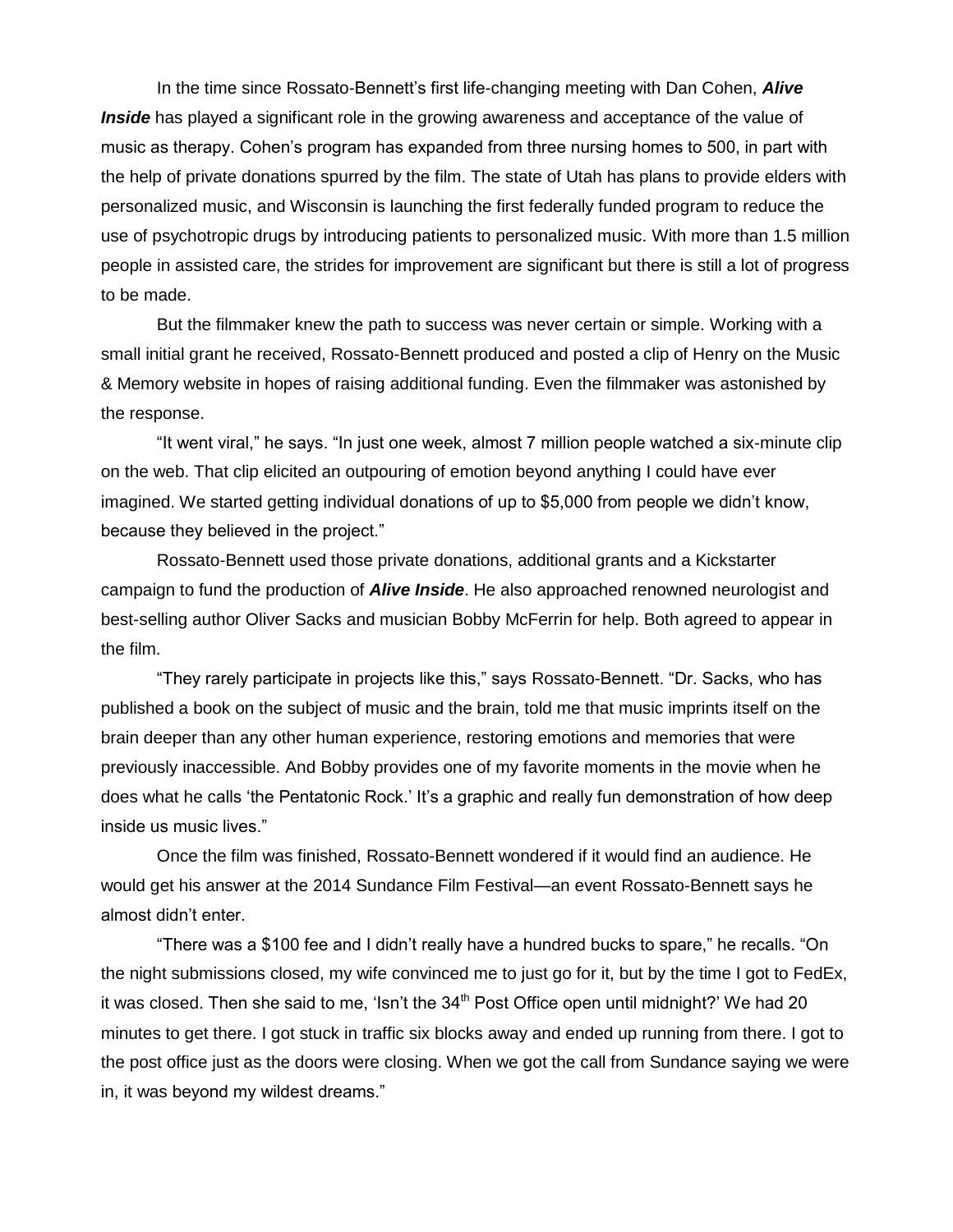In the time since Rossato-Bennett's first life-changing meeting with Dan Cohen, ***Alive Inside*** has played a significant role in the growing awareness and acceptance of the value of music as therapy. Cohen's program has expanded from three nursing homes to 500, in part with the help of private donations spurred by the film. The state of Utah has plans to provide elders with personalized music, and Wisconsin is launching the first federally funded program to reduce the use of psychotropic drugs by introducing patients to personalized music. With more than 1.5 million people in assisted care, the strides for improvement are significant but there is still a lot of progress to be made.

But the filmmaker knew the path to success was never certain or simple. Working with a small initial grant he received, Rossato-Bennett produced and posted a clip of Henry on the Music & Memory website in hopes of raising additional funding. Even the filmmaker was astonished by the response.

"It went viral," he says. "In just one week, almost 7 million people watched a six-minute clip on the web. That clip elicited an outpouring of emotion beyond anything I could have ever imagined. We started getting individual donations of up to $5,000 from people we didn't know, because they believed in the project."

Rossato-Bennett used those private donations, additional grants and a Kickstarter campaign to fund the production of ***Alive Inside***. He also approached renowned neurologist and best-selling author Oliver Sacks and musician Bobby McFerrin for help. Both agreed to appear in the film.

"They rarely participate in projects like this," says Rossato-Bennett. "Dr. Sacks, who has published a book on the subject of music and the brain, told me that music imprints itself on the brain deeper than any other human experience, restoring emotions and memories that were previously inaccessible. And Bobby provides one of my favorite moments in the movie when he does what he calls 'the Pentatonic Rock.' It's a graphic and really fun demonstration of how deep inside us music lives."

Once the film was finished, Rossato-Bennett wondered if it would find an audience. He would get his answer at the 2014 Sundance Film Festival—an event Rossato-Bennett says he almost didn't enter.

"There was a $100 fee and I didn't really have a hundred bucks to spare," he recalls. "On the night submissions closed, my wife convinced me to just go for it, but by the time I got to FedEx, it was closed. Then she said to me, 'Isn't the 34th Post Office open until midnight?' We had 20 minutes to get there. I got stuck in traffic six blocks away and ended up running from there. I got to the post office just as the doors were closing. When we got the call from Sundance saying we were in, it was beyond my wildest dreams."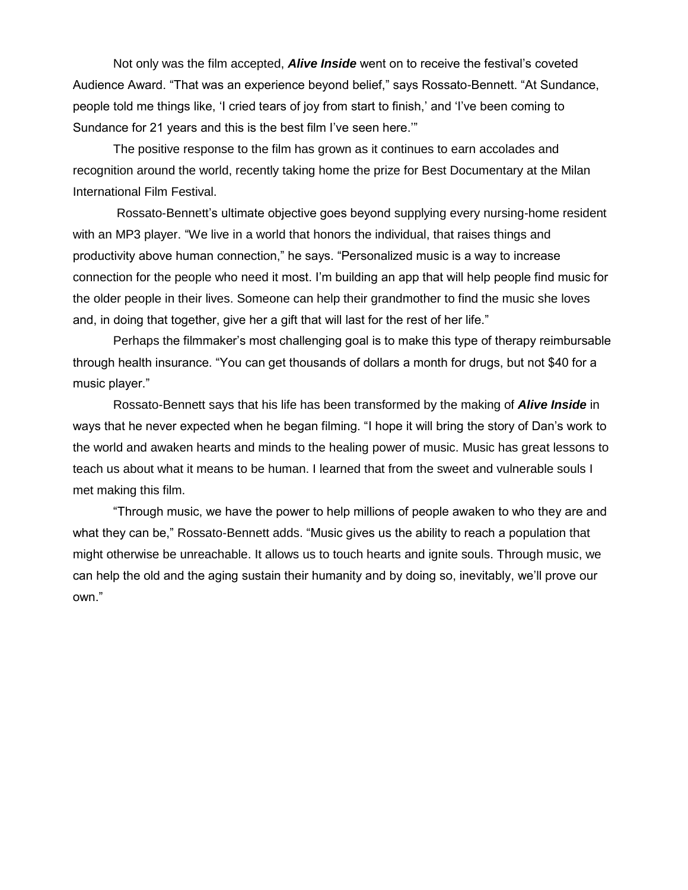Not only was the film accepted, ***Alive Inside*** went on to receive the festival's coveted Audience Award. "That was an experience beyond belief," says Rossato-Bennett. "At Sundance, people told me things like, 'I cried tears of joy from start to finish,' and 'I've been coming to Sundance for 21 years and this is the best film I've seen here.'"

The positive response to the film has grown as it continues to earn accolades and recognition around the world, recently taking home the prize for Best Documentary at the Milan International Film Festival.

Rossato-Bennett's ultimate objective goes beyond supplying every nursing-home resident with an MP3 player. "We live in a world that honors the individual, that raises things and productivity above human connection," he says. "Personalized music is a way to increase connection for the people who need it most. I'm building an app that will help people find music for the older people in their lives. Someone can help their grandmother to find the music she loves and, in doing that together, give her a gift that will last for the rest of her life."

Perhaps the filmmaker's most challenging goal is to make this type of therapy reimbursable through health insurance. "You can get thousands of dollars a month for drugs, but not $40 for a music player."

Rossato-Bennett says that his life has been transformed by the making of ***Alive Inside*** in ways that he never expected when he began filming. "I hope it will bring the story of Dan's work to the world and awaken hearts and minds to the healing power of music. Music has great lessons to teach us about what it means to be human. I learned that from the sweet and vulnerable souls I met making this film.

"Through music, we have the power to help millions of people awaken to who they are and what they can be," Rossato-Bennett adds. "Music gives us the ability to reach a population that might otherwise be unreachable. It allows us to touch hearts and ignite souls. Through music, we can help the old and the aging sustain their humanity and by doing so, inevitably, we'll prove our own."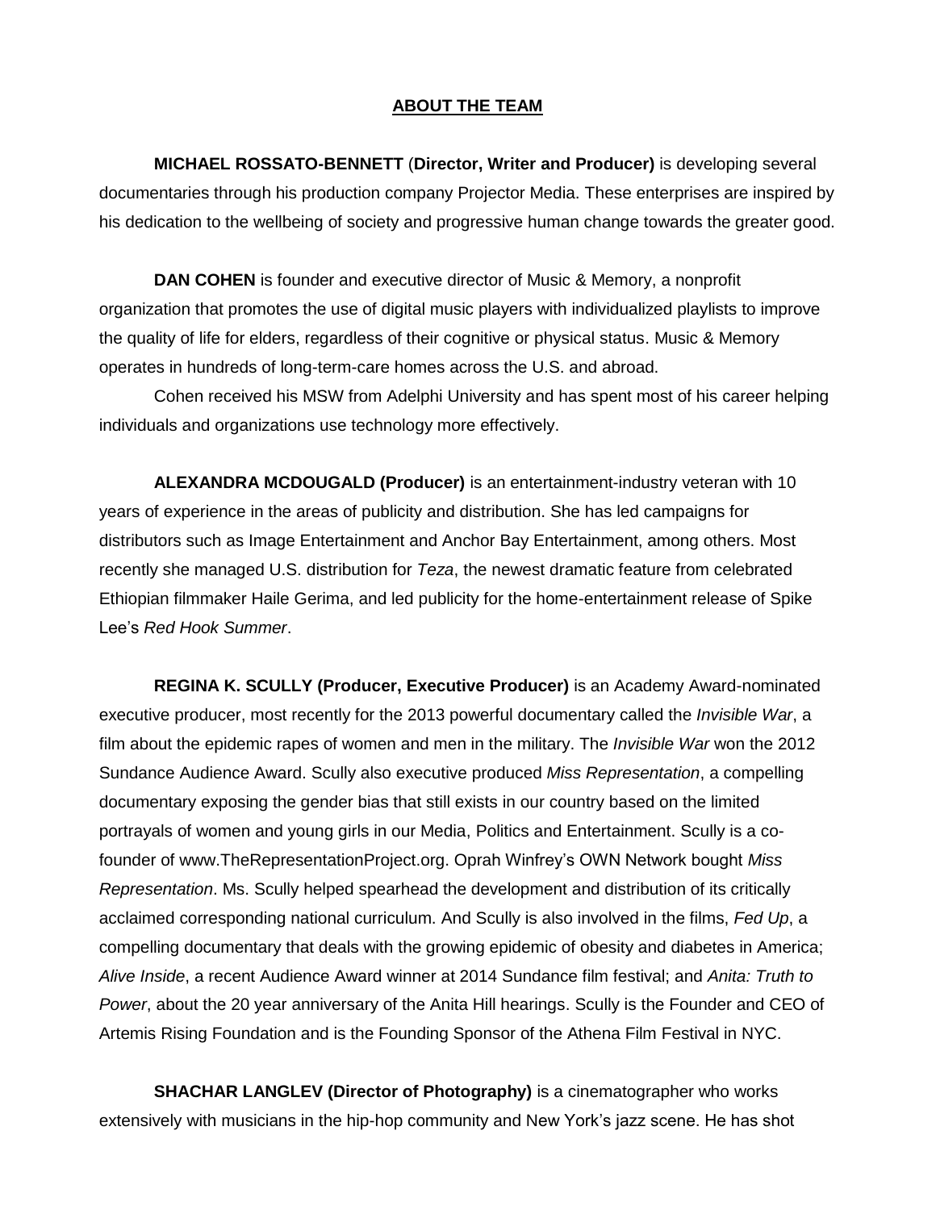## ABOUT THE TEAM

**MICHAEL ROSSATO-BENNETT** (**Director, Writer and Producer)** is developing several documentaries through his production company Projector Media. These enterprises are inspired by his dedication to the wellbeing of society and progressive human change towards the greater good.

**DAN COHEN** is founder and executive director of Music & Memory, a nonprofit organization that promotes the use of digital music players with individualized playlists to improve the quality of life for elders, regardless of their cognitive or physical status. Music & Memory operates in hundreds of long-term-care homes across the U.S. and abroad.

Cohen received his MSW from Adelphi University and has spent most of his career helping individuals and organizations use technology more effectively.

**ALEXANDRA MCDOUGALD (Producer)** is an entertainment-industry veteran with 10 years of experience in the areas of publicity and distribution. She has led campaigns for distributors such as Image Entertainment and Anchor Bay Entertainment, among others. Most recently she managed U.S. distribution for *Teza*, the newest dramatic feature from celebrated Ethiopian filmmaker Haile Gerima, and led publicity for the home-entertainment release of Spike Lee's *Red Hook Summer*.

**REGINA K. SCULLY (Producer, Executive Producer)** is an Academy Award-nominated executive producer, most recently for the 2013 powerful documentary called the *Invisible War*, a film about the epidemic rapes of women and men in the military. The *Invisible War* won the 2012 Sundance Audience Award. Scully also executive produced *Miss Representation*, a compelling documentary exposing the gender bias that still exists in our country based on the limited portrayals of women and young girls in our Media, Politics and Entertainment. Scully is a co-founder of www.TheRepresentationProject.org. Oprah Winfrey's OWN Network bought *Miss Representation*. Ms. Scully helped spearhead the development and distribution of its critically acclaimed corresponding national curriculum. And Scully is also involved in the films, *Fed Up*, a compelling documentary that deals with the growing epidemic of obesity and diabetes in America; *Alive Inside*, a recent Audience Award winner at 2014 Sundance film festival; and *Anita: Truth to Power*, about the 20 year anniversary of the Anita Hill hearings. Scully is the Founder and CEO of Artemis Rising Foundation and is the Founding Sponsor of the Athena Film Festival in NYC.

**SHACHAR LANGLEV (Director of Photography)** is a cinematographer who works extensively with musicians in the hip-hop community and New York's jazz scene. He has shot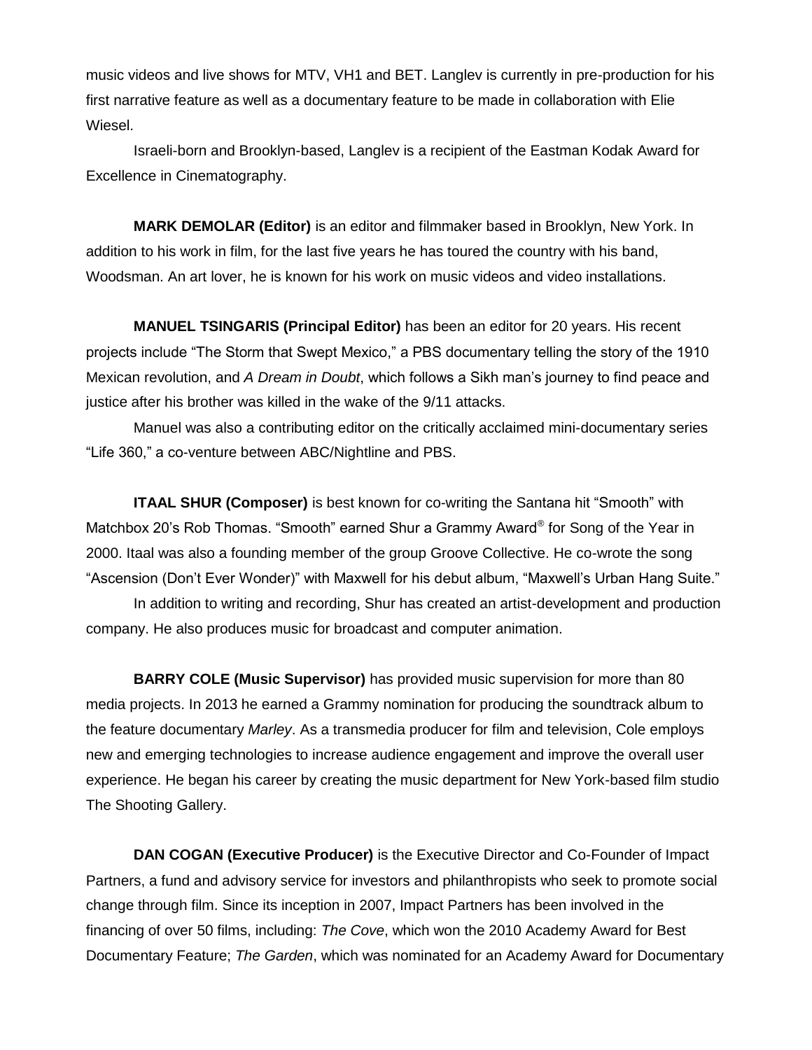music videos and live shows for MTV, VH1 and BET. Langlev is currently in pre-production for his first narrative feature as well as a documentary feature to be made in collaboration with Elie Wiesel.

Israeli-born and Brooklyn-based, Langlev is a recipient of the Eastman Kodak Award for Excellence in Cinematography.

**MARK DEMOLAR (Editor)** is an editor and filmmaker based in Brooklyn, New York. In addition to his work in film, for the last five years he has toured the country with his band, Woodsman. An art lover, he is known for his work on music videos and video installations.

**MANUEL TSINGARIS (Principal Editor)** has been an editor for 20 years. His recent projects include "The Storm that Swept Mexico," a PBS documentary telling the story of the 1910 Mexican revolution, and *A Dream in Doubt*, which follows a Sikh man's journey to find peace and justice after his brother was killed in the wake of the 9/11 attacks.

Manuel was also a contributing editor on the critically acclaimed mini-documentary series "Life 360," a co-venture between ABC/Nightline and PBS.

**ITAAL SHUR (Composer)** is best known for co-writing the Santana hit "Smooth" with Matchbox 20's Rob Thomas. "Smooth" earned Shur a Grammy Award® for Song of the Year in 2000. Itaal was also a founding member of the group Groove Collective. He co-wrote the song "Ascension (Don't Ever Wonder)" with Maxwell for his debut album, "Maxwell's Urban Hang Suite."

In addition to writing and recording, Shur has created an artist-development and production company. He also produces music for broadcast and computer animation.

**BARRY COLE (Music Supervisor)** has provided music supervision for more than 80 media projects. In 2013 he earned a Grammy nomination for producing the soundtrack album to the feature documentary *Marley*. As a transmedia producer for film and television, Cole employs new and emerging technologies to increase audience engagement and improve the overall user experience. He began his career by creating the music department for New York-based film studio The Shooting Gallery.

**DAN COGAN (Executive Producer)** is the Executive Director and Co-Founder of Impact Partners, a fund and advisory service for investors and philanthropists who seek to promote social change through film. Since its inception in 2007, Impact Partners has been involved in the financing of over 50 films, including: *The Cove*, which won the 2010 Academy Award for Best Documentary Feature; *The Garden*, which was nominated for an Academy Award for Documentary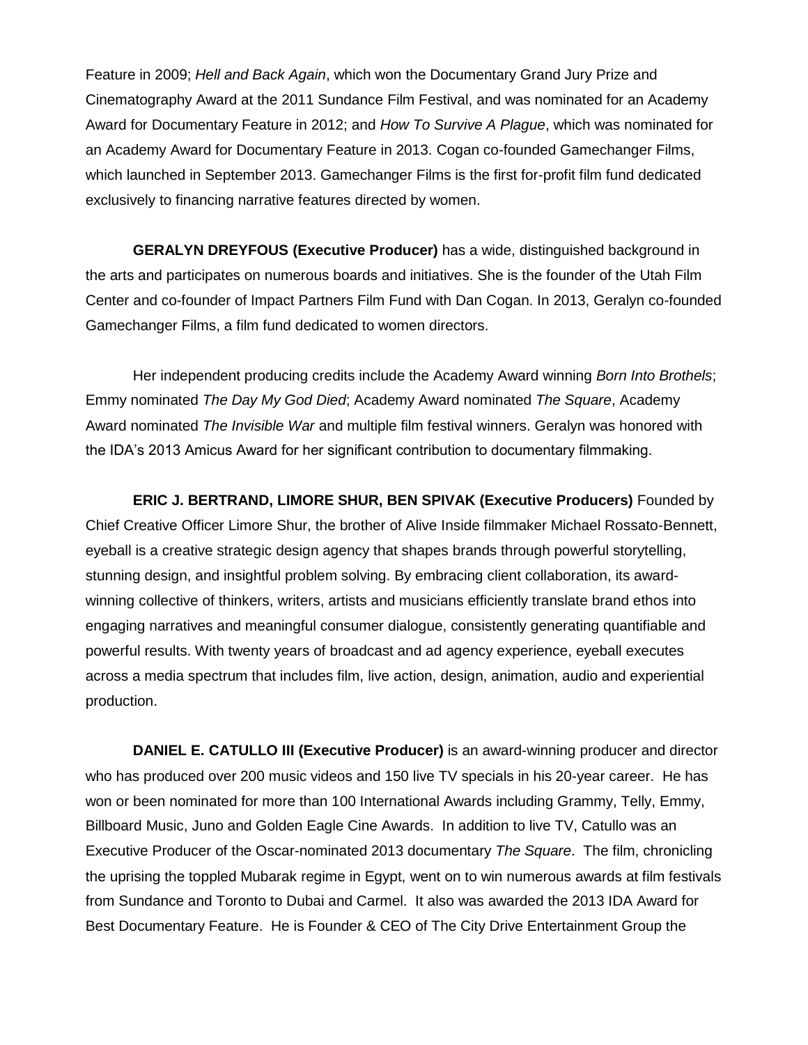Feature in 2009; *Hell and Back Again*, which won the Documentary Grand Jury Prize and Cinematography Award at the 2011 Sundance Film Festival, and was nominated for an Academy Award for Documentary Feature in 2012; and *How To Survive A Plague*, which was nominated for an Academy Award for Documentary Feature in 2013. Cogan co-founded Gamechanger Films, which launched in September 2013. Gamechanger Films is the first for-profit film fund dedicated exclusively to financing narrative features directed by women.

**GERALYN DREYFOUS (Executive Producer)** has a wide, distinguished background in the arts and participates on numerous boards and initiatives. She is the founder of the Utah Film Center and co-founder of Impact Partners Film Fund with Dan Cogan. In 2013, Geralyn co-founded Gamechanger Films, a film fund dedicated to women directors.

Her independent producing credits include the Academy Award winning *Born Into Brothels*; Emmy nominated *The Day My God Died*; Academy Award nominated *The Square*, Academy Award nominated *The Invisible War* and multiple film festival winners. Geralyn was honored with the IDA's 2013 Amicus Award for her significant contribution to documentary filmmaking.

**ERIC J. BERTRAND, LIMORE SHUR, BEN SPIVAK (Executive Producers)** Founded by Chief Creative Officer Limore Shur, the brother of Alive Inside filmmaker Michael Rossato-Bennett, eyeball is a creative strategic design agency that shapes brands through powerful storytelling, stunning design, and insightful problem solving. By embracing client collaboration, its award-winning collective of thinkers, writers, artists and musicians efficiently translate brand ethos into engaging narratives and meaningful consumer dialogue, consistently generating quantifiable and powerful results. With twenty years of broadcast and ad agency experience, eyeball executes across a media spectrum that includes film, live action, design, animation, audio and experiential production.

**DANIEL E. CATULLO III (Executive Producer)** is an award-winning producer and director who has produced over 200 music videos and 150 live TV specials in his 20-year career. He has won or been nominated for more than 100 International Awards including Grammy, Telly, Emmy, Billboard Music, Juno and Golden Eagle Cine Awards. In addition to live TV, Catullo was an Executive Producer of the Oscar-nominated 2013 documentary *The Square*. The film, chronicling the uprising the toppled Mubarak regime in Egypt, went on to win numerous awards at film festivals from Sundance and Toronto to Dubai and Carmel. It also was awarded the 2013 IDA Award for Best Documentary Feature. He is Founder & CEO of The City Drive Entertainment Group the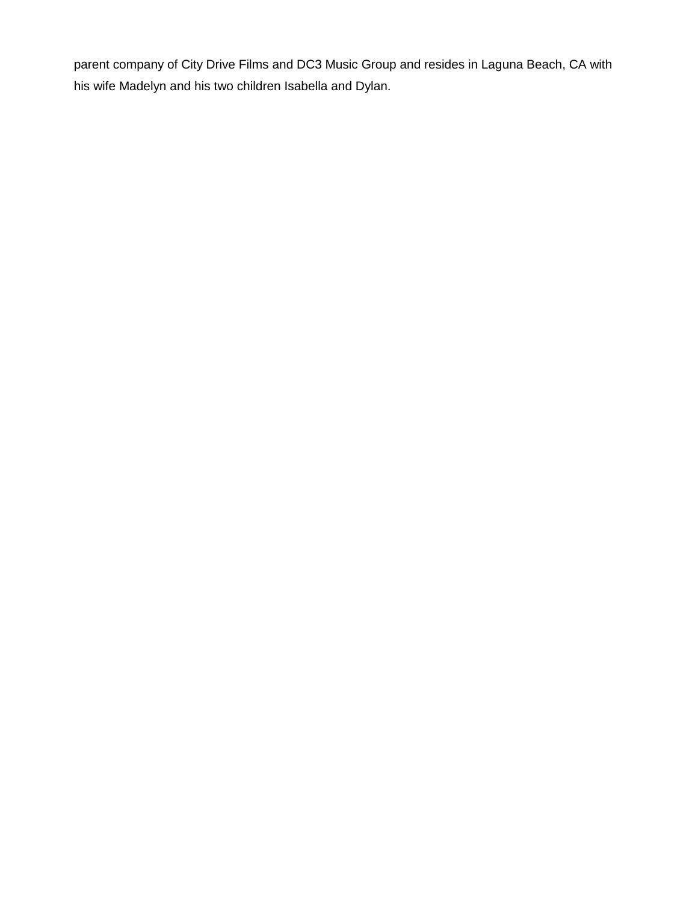parent company of City Drive Films and DC3 Music Group and resides in Laguna Beach, CA with his wife Madelyn and his two children Isabella and Dylan.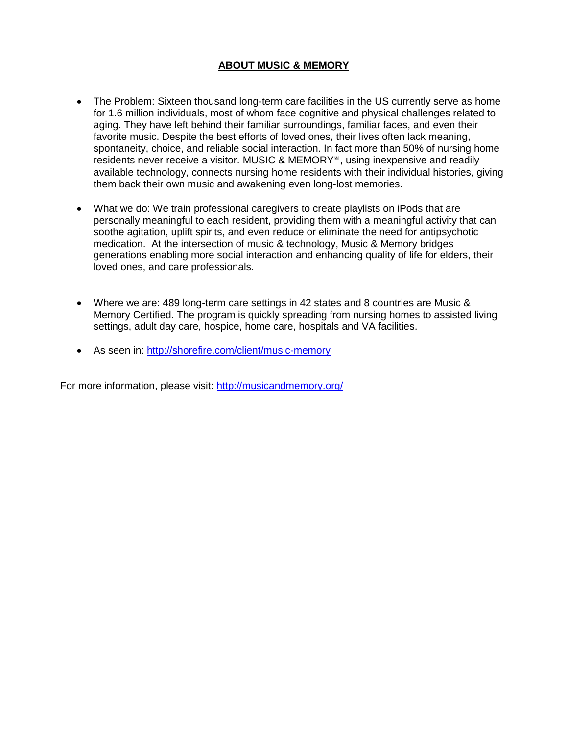## ABOUT MUSIC & MEMORY

- The Problem: Sixteen thousand long-term care facilities in the US currently serve as home for 1.6 million individuals, most of whom face cognitive and physical challenges related to aging. They have left behind their familiar surroundings, familiar faces, and even their favorite music. Despite the best efforts of loved ones, their lives often lack meaning, spontaneity, choice, and reliable social interaction. In fact more than 50% of nursing home residents never receive a visitor. MUSIC & MEMORY℠, using inexpensive and readily available technology, connects nursing home residents with their individual histories, giving them back their own music and awakening even long-lost memories.

- What we do: We train professional caregivers to create playlists on iPods that are personally meaningful to each resident, providing them with a meaningful activity that can soothe agitation, uplift spirits, and even reduce or eliminate the need for antipsychotic medication. At the intersection of music & technology, Music & Memory bridges generations enabling more social interaction and enhancing quality of life for elders, their loved ones, and care professionals.

- Where we are: 489 long-term care settings in 42 states and 8 countries are Music & Memory Certified. The program is quickly spreading from nursing homes to assisted living settings, adult day care, hospice, home care, hospitals and VA facilities.

- As seen in: [http://shorefire.com/client/music-memory](http://shorefire.com/client/music-memory)

For more information, please visit: [http://musicandmemory.org/](http://musicandmemory.org/)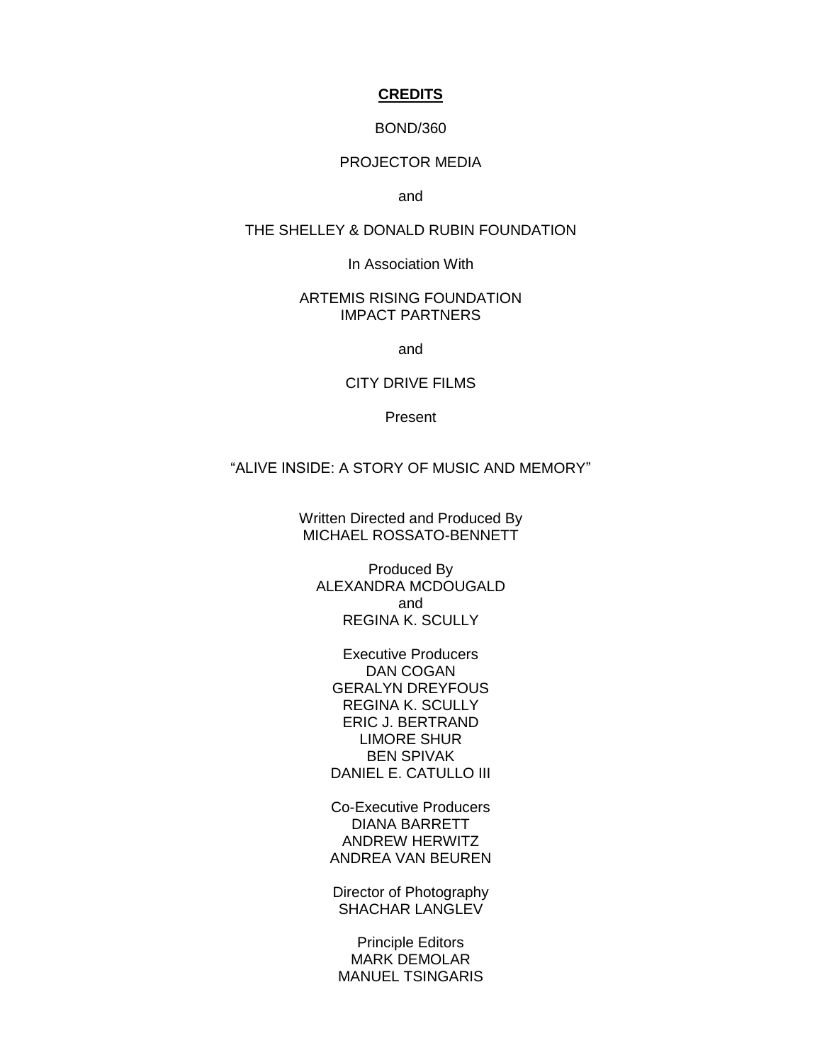**CREDITS**

BOND/360

PROJECTOR MEDIA

and

THE SHELLEY & DONALD RUBIN FOUNDATION

In Association With

ARTEMIS RISING FOUNDATION
IMPACT PARTNERS

and

CITY DRIVE FILMS

Present

“ALIVE INSIDE: A STORY OF MUSIC AND MEMORY”

Written Directed and Produced By
MICHAEL ROSSATO-BENNETT

Produced By
ALEXANDRA MCDOUGALD
and
REGINA K. SCULLY

Executive Producers
DAN COGAN
GERALYN DREYFOUS
REGINA K. SCULLY
ERIC J. BERTRAND
LIMORE SHUR
BEN SPIVAK
DANIEL E. CATULLO III

Co-Executive Producers
DIANA BARRETT
ANDREW HERWITZ
ANDREA VAN BEUREN

Director of Photography
SHACHAR LANGLEV

Principle Editors
MARK DEMOLAR
MANUEL TSINGARIS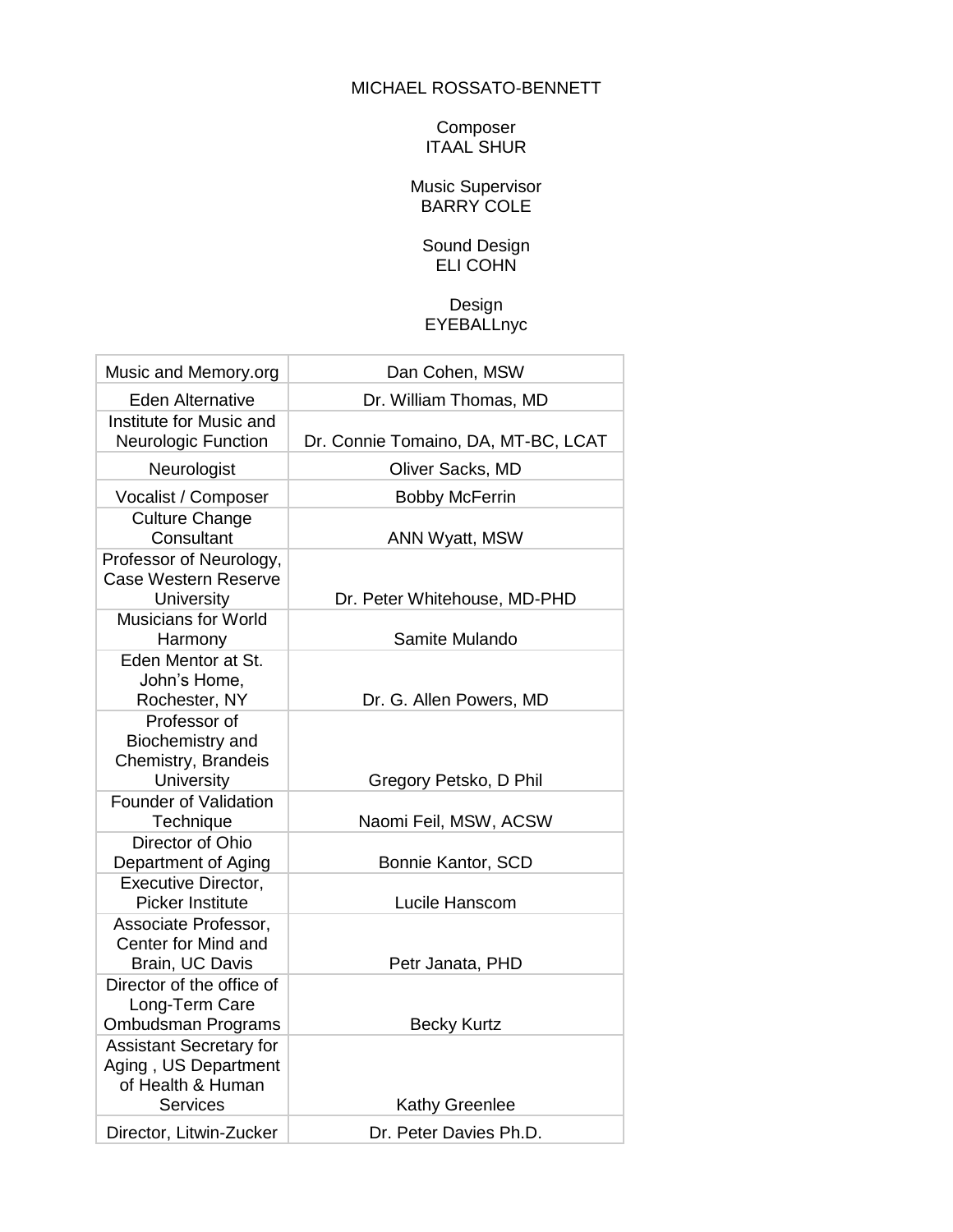MICHAEL ROSSATO-BENNETT

Composer
ITAAL SHUR

Music Supervisor
BARRY COLE

Sound Design
ELI COHN

Design
EYEBALLnyc

| | |
|---|---|
| Music and Memory.org | Dan Cohen, MSW |
| Eden Alternative | Dr. William Thomas, MD |
| Institute for Music and Neurologic Function | Dr. Connie Tomaino, DA, MT-BC, LCAT |
| Neurologist | Oliver Sacks, MD |
| Vocalist / Composer | Bobby McFerrin |
| Culture Change Consultant | ANN Wyatt, MSW |
| Professor of Neurology, Case Western Reserve University | Dr. Peter Whitehouse, MD-PHD |
| Musicians for World Harmony | Samite Mulando |
| Eden Mentor at St. John's Home, Rochester, NY | Dr. G. Allen Powers, MD |
| Professor of Biochemistry and Chemistry, Brandeis University | Gregory Petsko, D Phil |
| Founder of Validation Technique | Naomi Feil, MSW, ACSW |
| Director of Ohio Department of Aging | Bonnie Kantor, SCD |
| Executive Director, Picker Institute | Lucile Hanscom |
| Associate Professor, Center for Mind and Brain, UC Davis | Petr Janata, PHD |
| Director of the office of Long-Term Care Ombudsman Programs | Becky Kurtz |
| Assistant Secretary for Aging , US Department of Health & Human Services | Kathy Greenlee |
| Director, Litwin-Zucker | Dr. Peter Davies Ph.D. |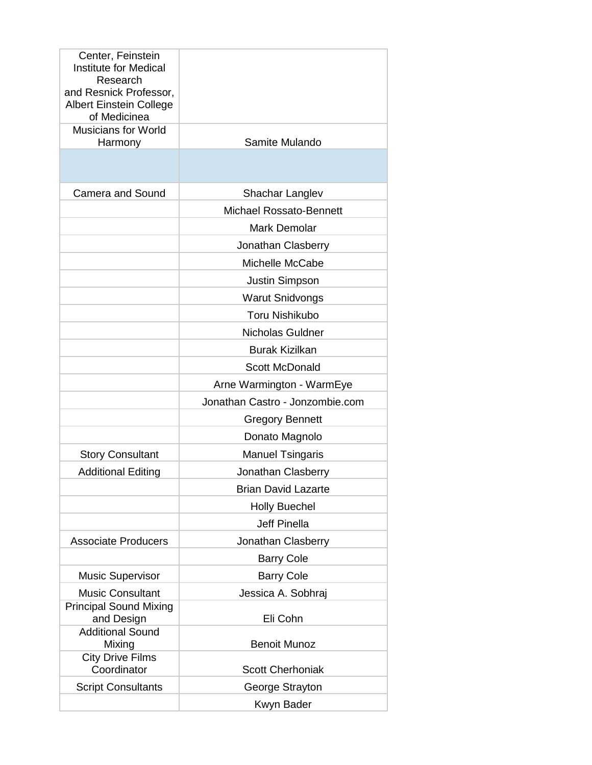| | |
|---|---|
| Center, Feinstein Institute for Medical Research and Resnick Professor, Albert Einstein College of Medicinea | |
| Musicians for World Harmony | Samite Mulando |
| | |
| Camera and Sound | Shachar Langlev |
| | Michael Rossato-Bennett |
| | Mark Demolar |
| | Jonathan Clasberry |
| | Michelle McCabe |
| | Justin Simpson |
| | Warut Snidvongs |
| | Toru Nishikubo |
| | Nicholas Guldner |
| | Burak Kizilkan |
| | Scott McDonald |
| | Arne Warmington - WarmEye |
| | Jonathan Castro - Jonzombie.com |
| | Gregory Bennett |
| | Donato Magnolo |
| Story Consultant | Manuel Tsingaris |
| Additional Editing | Jonathan Clasberry |
| | Brian David Lazarte |
| | Holly Buechel |
| | Jeff Pinella |
| Associate Producers | Jonathan Clasberry |
| | Barry Cole |
| Music Supervisor | Barry Cole |
| Music Consultant | Jessica A. Sobhraj |
| Principal Sound Mixing and Design | Eli Cohn |
| Additional Sound Mixing | Benoit Munoz |
| City Drive Films Coordinator | Scott Cherhoniak |
| Script Consultants | George Strayton |
| | Kwyn Bader |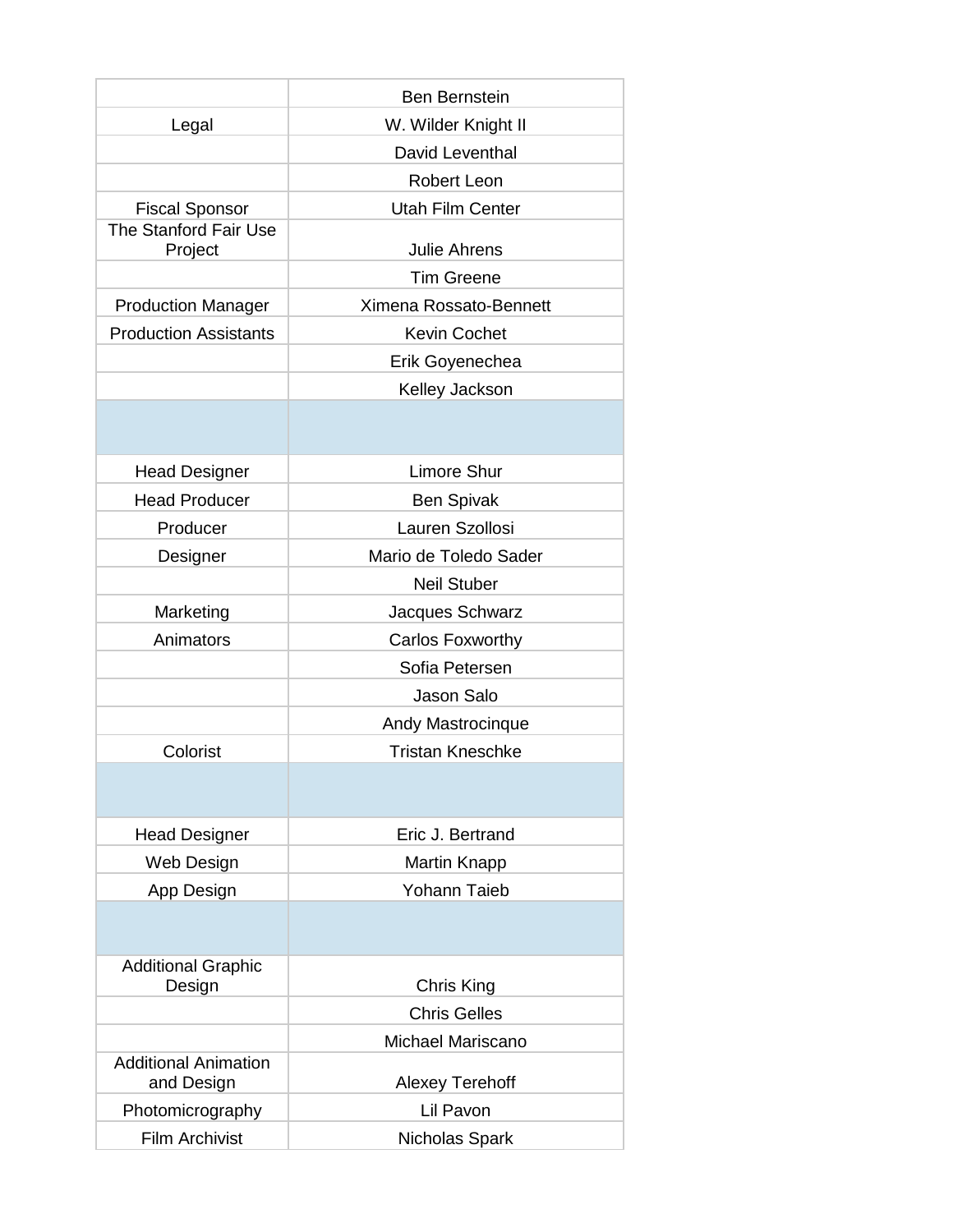| | |
|---|---|
| | Ben Bernstein |
| Legal | W. Wilder Knight II |
| | David Leventhal |
| | Robert Leon |
| Fiscal Sponsor | Utah Film Center |
| The Stanford Fair Use Project | Julie Ahrens |
| | Tim Greene |
| Production Manager | Ximena Rossato-Bennett |
| Production Assistants | Kevin Cochet |
| | Erik Goyenechea |
| | Kelley Jackson |
| | |
| Head Designer | Limore Shur |
| Head Producer | Ben Spivak |
| Producer | Lauren Szollosi |
| Designer | Mario de Toledo Sader |
| | Neil Stuber |
| Marketing | Jacques Schwarz |
| Animators | Carlos Foxworthy |
| | Sofia Petersen |
| | Jason Salo |
| | Andy Mastrocinque |
| Colorist | Tristan Kneschke |
| | |
| Head Designer | Eric J. Bertrand |
| Web Design | Martin Knapp |
| App Design | Yohann Taieb |
| | |
| Additional Graphic Design | Chris King |
| | Chris Gelles |
| | Michael Mariscano |
| Additional Animation and Design | Alexey Terehoff |
| Photomicrography | Lil Pavon |
| Film Archivist | Nicholas Spark |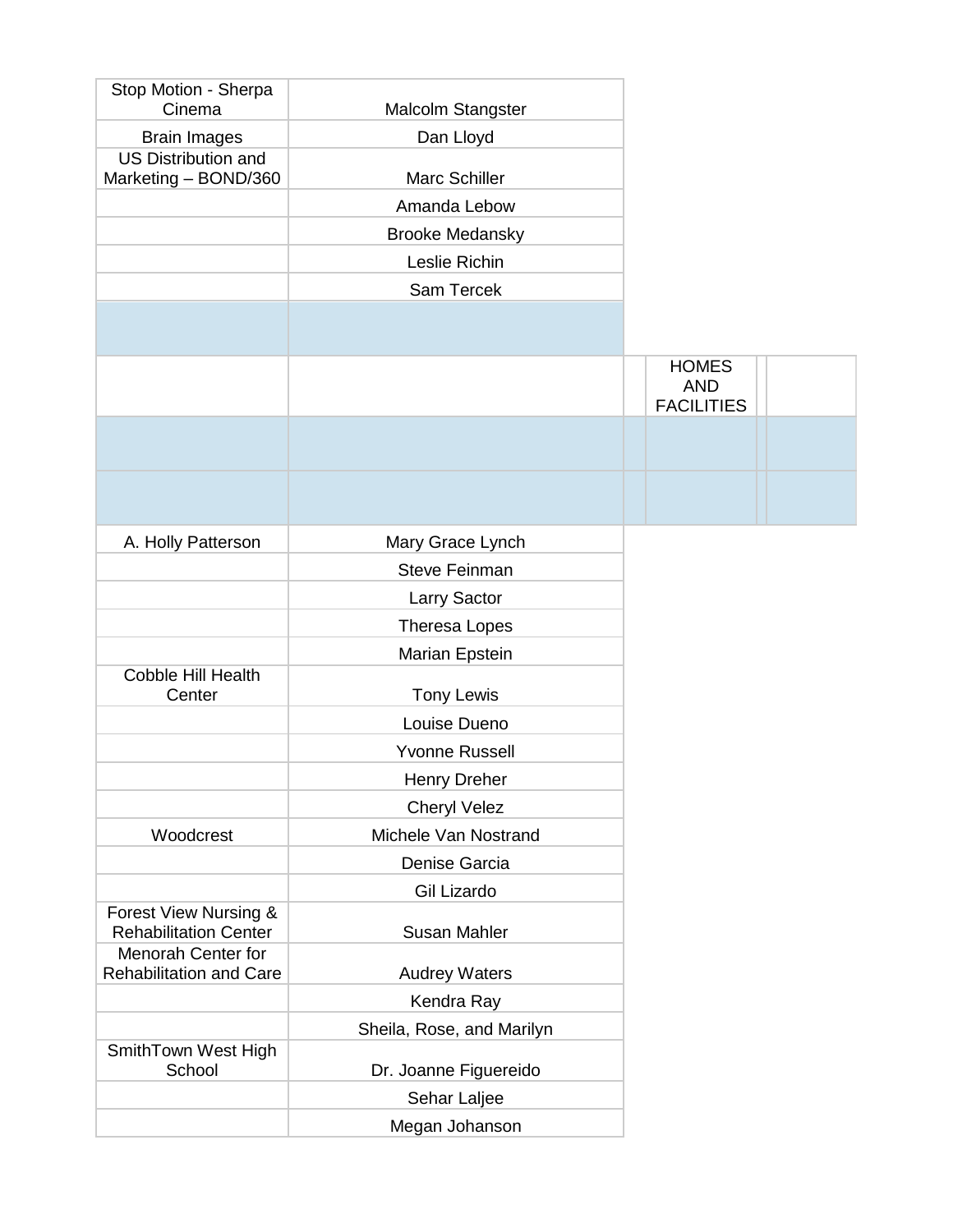| | | | | |
|---|---|---|---|---|
| Stop Motion - Sherpa Cinema | Malcolm Stangster | | | |
| Brain Images | Dan Lloyd | | | |
| US Distribution and Marketing – BOND/360 | Marc Schiller | | | |
| | Amanda Lebow | | | |
| | Brooke Medansky | | | |
| | Leslie Richin | | | |
| | Sam Tercek | | | |
| | | | | |
| | | | HOMES AND FACILITIES | |
| | | | | |
| | | | | |
| A. Holly Patterson | Mary Grace Lynch | | | |
| | Steve Feinman | | | |
| | Larry Sactor | | | |
| | Theresa Lopes | | | |
| | Marian Epstein | | | |
| Cobble Hill Health Center | Tony Lewis | | | |
| | Louise Dueno | | | |
| | Yvonne Russell | | | |
| | Henry Dreher | | | |
| | Cheryl Velez | | | |
| Woodcrest | Michele Van Nostrand | | | |
| | Denise Garcia | | | |
| | Gil Lizardo | | | |
| Forest View Nursing & Rehabilitation Center | Susan Mahler | | | |
| Menorah Center for Rehabilitation and Care | Audrey Waters | | | |
| | Kendra Ray | | | |
| | Sheila, Rose, and Marilyn | | | |
| SmithTown West High School | Dr. Joanne Figuereido | | | |
| | Sehar Laljee | | | |
| | Megan Johanson | | | |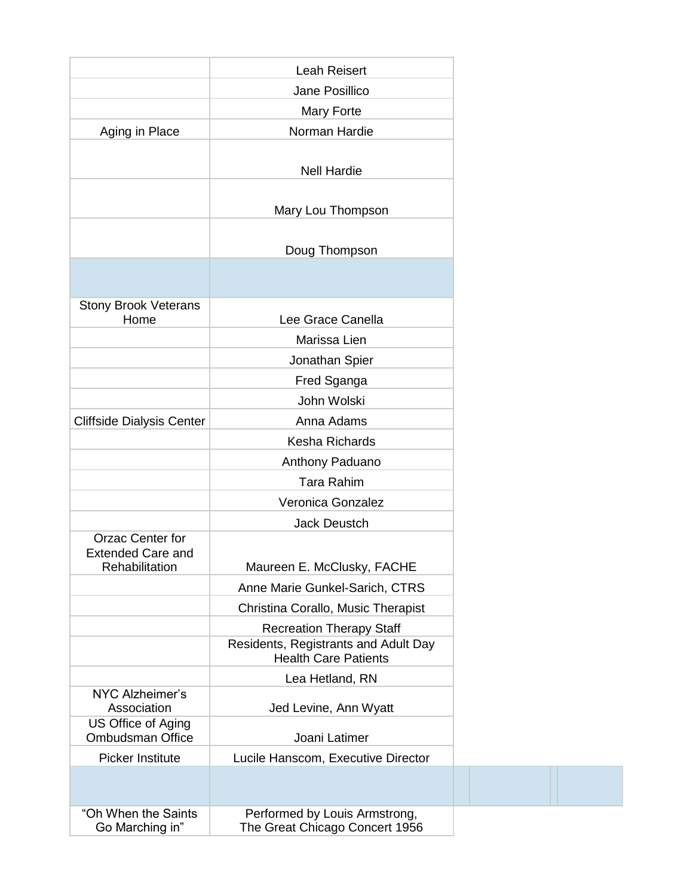| | |
|---|---|
| | Leah Reisert |
| | Jane Posillico |
| | Mary Forte |
| Aging in Place | Norman Hardie |
| | Nell Hardie |
| | Mary Lou Thompson |
| | Doug Thompson |
| | |
| Stony Brook Veterans Home | Lee Grace Canella |
| | Marissa Lien |
| | Jonathan Spier |
| | Fred Sganga |
| | John Wolski |
| Cliffside Dialysis Center | Anna Adams |
| | Kesha Richards |
| | Anthony Paduano |
| | Tara Rahim |
| | Veronica Gonzalez |
| | Jack Deustch |
| Orzac Center for Extended Care and Rehabilitation | Maureen E. McClusky, FACHE |
| | Anne Marie Gunkel-Sarich, CTRS |
| | Christina Corallo, Music Therapist |
| | Recreation Therapy Staff |
| | Residents, Registrants and Adult Day Health Care Patients |
| | Lea Hetland, RN |
| NYC Alzheimer's Association | Jed Levine, Ann Wyatt |
| US Office of Aging Ombudsman Office | Joani Latimer |
| Picker Institute | Lucile Hanscom, Executive Director |
| | |
| "Oh When the Saints Go Marching in" | Performed by Louis Armstrong, The Great Chicago Concert 1956 |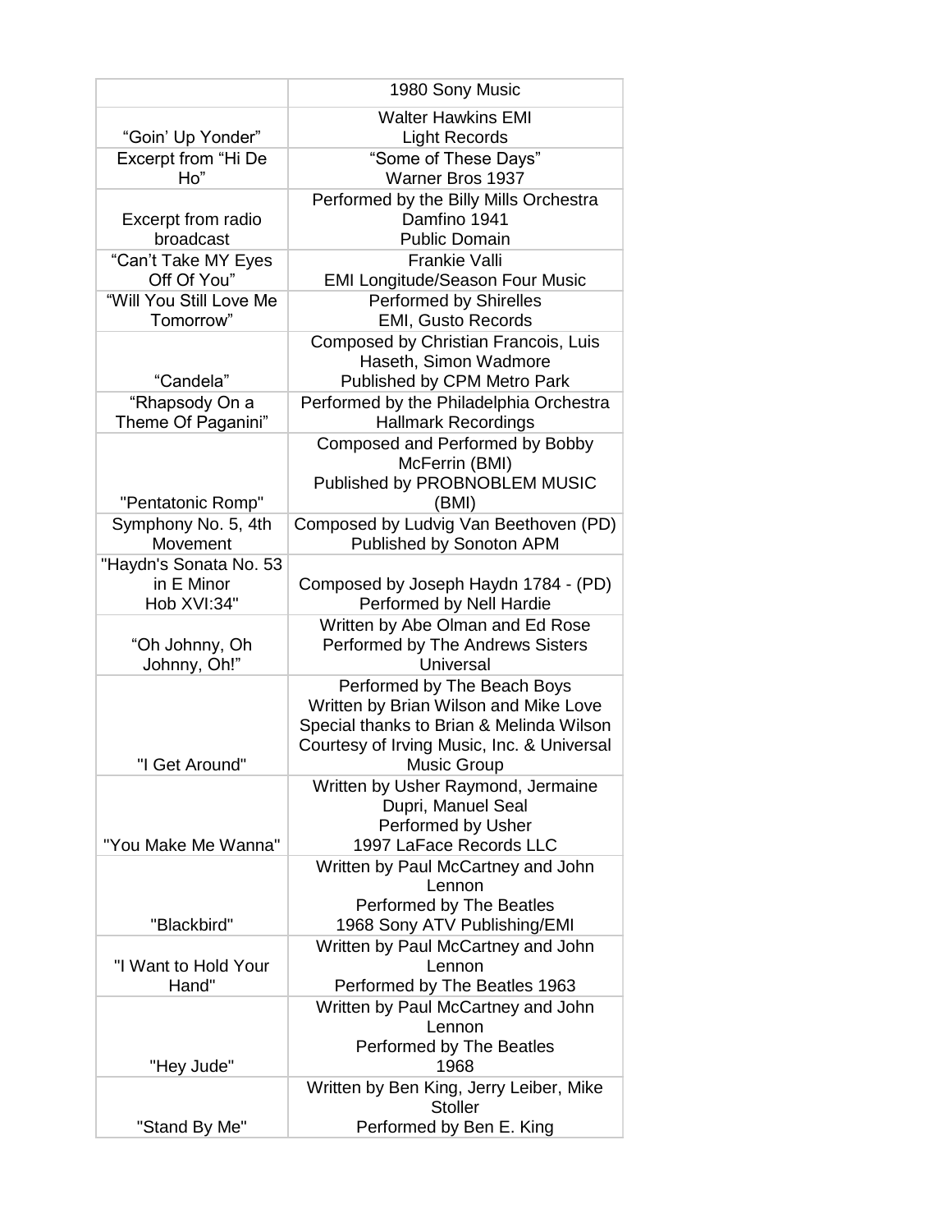| | |
|---|---|
| | 1980 Sony Music |
| “Goin’ Up Yonder” | Walter Hawkins EMI<br>Light Records |
| Excerpt from “Hi De Ho” | “Some of These Days”<br>Warner Bros 1937 |
| Excerpt from radio broadcast | Performed by the Billy Mills Orchestra<br>Damfino 1941<br>Public Domain |
| “Can’t Take MY Eyes Off Of You” | Frankie Valli<br>EMI Longitude/Season Four Music |
| “Will You Still Love Me Tomorrow” | Performed by Shirelles<br>EMI, Gusto Records |
| “Candela” | Composed by Christian Francois, Luis Haseth, Simon Wadmore<br>Published by CPM Metro Park |
| “Rhapsody On a Theme Of Paganini” | Performed by the Philadelphia Orchestra<br>Hallmark Recordings |
| "Pentatonic Romp" | Composed and Performed by Bobby McFerrin (BMI)<br>Published by PROBNOBLEM MUSIC (BMI) |
| Symphony No. 5, 4th Movement | Composed by Ludvig Van Beethoven (PD)<br>Published by Sonoton APM |
| "Haydn's Sonata No. 53 in E Minor Hob XVI:34" | Composed by Joseph Haydn 1784 - (PD)<br>Performed by Nell Hardie |
| “Oh Johnny, Oh Johnny, Oh!” | Written by Abe Olman and Ed Rose<br>Performed by The Andrews Sisters<br>Universal |
| "I Get Around" | Performed by The Beach Boys<br>Written by Brian Wilson and Mike Love<br>Special thanks to Brian & Melinda Wilson<br>Courtesy of Irving Music, Inc. & Universal Music Group |
| "You Make Me Wanna" | Written by Usher Raymond, Jermaine Dupri, Manuel Seal<br>Performed by Usher<br>1997 LaFace Records LLC |
| "Blackbird" | Written by Paul McCartney and John Lennon<br>Performed by The Beatles<br>1968 Sony ATV Publishing/EMI |
| "I Want to Hold Your Hand" | Written by Paul McCartney and John Lennon<br>Performed by The Beatles 1963 |
| "Hey Jude" | Written by Paul McCartney and John Lennon<br>Performed by The Beatles<br>1968 |
| "Stand By Me" | Written by Ben King, Jerry Leiber, Mike Stoller<br>Performed by Ben E. King |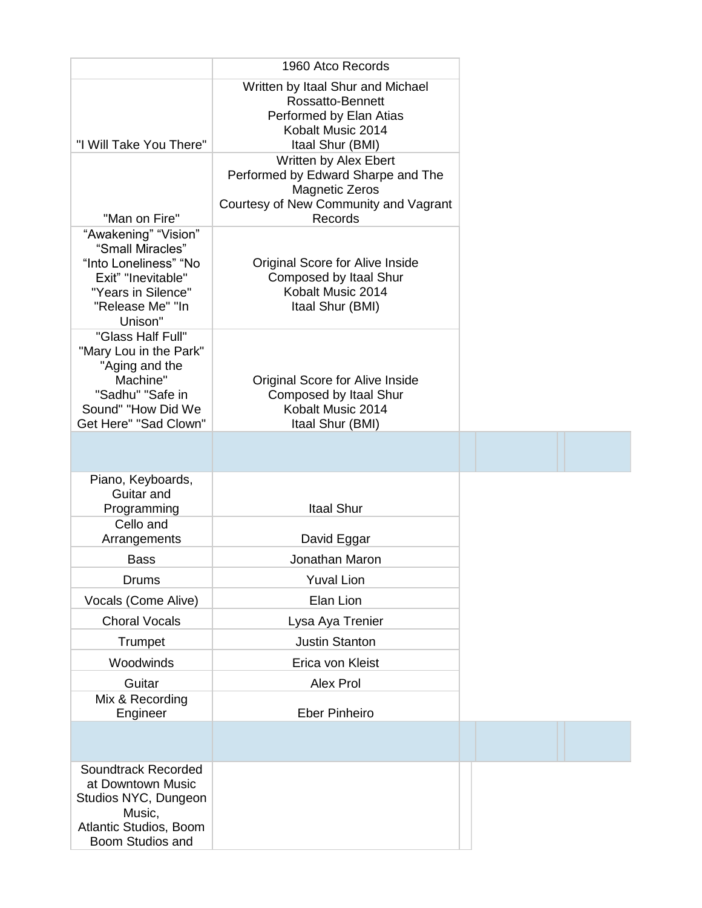| | |
|---|---|
| | 1960 Atco Records |
| "I Will Take You There" | Written by Itaal Shur and Michael Rossatto-Bennett<br>Performed by Elan Atias<br>Kobalt Music 2014<br>Itaal Shur (BMI) |
| "Man on Fire" | Written by Alex Ebert<br>Performed by Edward Sharpe and The Magnetic Zeros<br>Courtesy of New Community and Vagrant Records |
| "Awakening" "Vision" "Small Miracles" "Into Loneliness" "No Exit" "Inevitable" "Years in Silence" "Release Me" "In Unison" | Original Score for Alive Inside<br>Composed by Itaal Shur<br>Kobalt Music 2014<br>Itaal Shur (BMI) |
| "Glass Half Full" "Mary Lou in the Park" "Aging and the Machine" "Sadhu" "Safe in Sound" "How Did We Get Here" "Sad Clown" | Original Score for Alive Inside<br>Composed by Itaal Shur<br>Kobalt Music 2014<br>Itaal Shur (BMI) |
| | |
| Piano, Keyboards, Guitar and Programming | Itaal Shur |
| Cello and Arrangements | David Eggar |
| Bass | Jonathan Maron |
| Drums | Yuval Lion |
| Vocals (Come Alive) | Elan Lion |
| Choral Vocals | Lysa Aya Trenier |
| Trumpet | Justin Stanton |
| Woodwinds | Erica von Kleist |
| Guitar | Alex Prol |
| Mix & Recording Engineer | Eber Pinheiro |
| | |
| Soundtrack Recorded at Downtown Music Studios NYC, Dungeon Music, Atlantic Studios, Boom Boom Studios and | |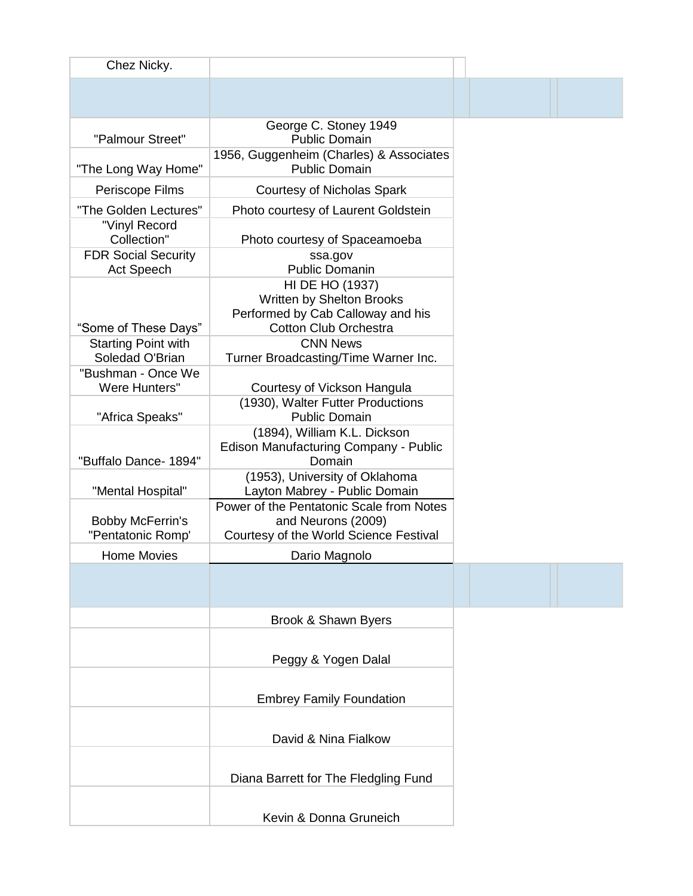| | |
|---|---|
| Chez Nicky. | |
| | |
| "Palmour Street" | George C. Stoney 1949<br>Public Domain |
| "The Long Way Home" | 1956, Guggenheim (Charles) & Associates<br>Public Domain |
| Periscope Films | Courtesy of Nicholas Spark |
| "The Golden Lectures" | Photo courtesy of Laurent Goldstein |
| "Vinyl Record Collection" | Photo courtesy of Spaceamoeba |
| FDR Social Security Act Speech | ssa.gov<br>Public Domanin |
| “Some of These Days” | HI DE HO (1937)<br>Written by Shelton Brooks<br>Performed by Cab Calloway and his Cotton Club Orchestra |
| Starting Point with Soledad O'Brian | CNN News<br>Turner Broadcasting/Time Warner Inc. |
| "Bushman - Once We Were Hunters" | Courtesy of Vickson Hangula |
| "Africa Speaks" | (1930), Walter Futter Productions<br>Public Domain |
| "Buffalo Dance- 1894" | (1894), William K.L. Dickson<br>Edison Manufacturing Company - Public Domain |
| "Mental Hospital" | (1953), University of Oklahoma<br>Layton Mabrey - Public Domain |
| Bobby McFerrin's "Pentatonic Romp' | Power of the Pentatonic Scale from Notes and Neurons (2009)<br>Courtesy of the World Science Festival |
| Home Movies | Dario Magnolo |
| | |
| | Brook & Shawn Byers |
| | Peggy & Yogen Dalal |
| | Embrey Family Foundation |
| | David & Nina Fialkow |
| | Diana Barrett for The Fledgling Fund |
| | Kevin & Donna Gruneich |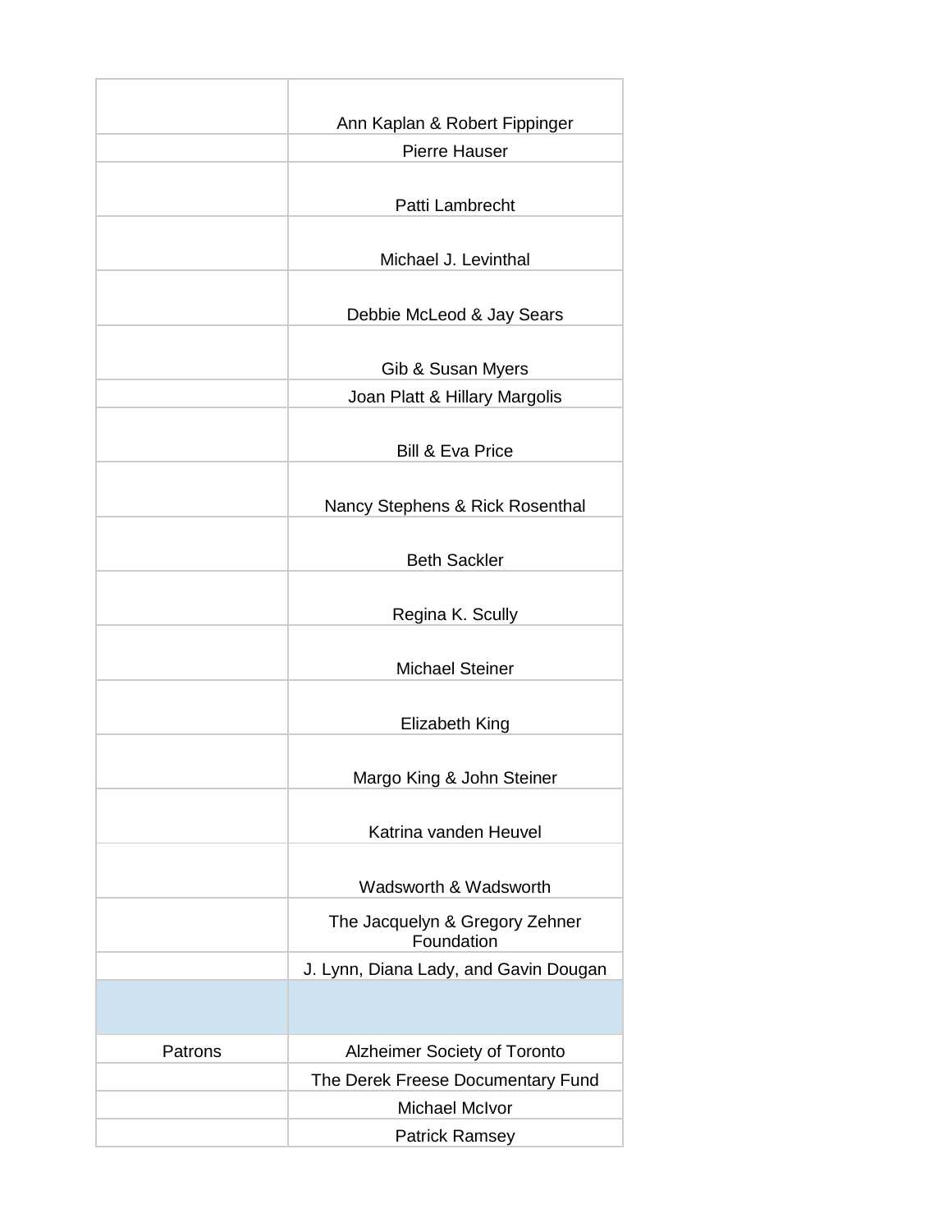| | |
|---|---|
| | Ann Kaplan & Robert Fippinger |
| | Pierre Hauser |
| | Patti Lambrecht |
| | Michael J. Levinthal |
| | Debbie McLeod & Jay Sears |
| | Gib & Susan Myers |
| | Joan Platt & Hillary Margolis |
| | Bill & Eva Price |
| | Nancy Stephens & Rick Rosenthal |
| | Beth Sackler |
| | Regina K. Scully |
| | Michael Steiner |
| | Elizabeth King |
| | Margo King & John Steiner |
| | Katrina vanden Heuvel |
| | Wadsworth & Wadsworth |
| | The Jacquelyn & Gregory Zehner Foundation |
| | J. Lynn, Diana Lady, and Gavin Dougan |
| | |
| Patrons | Alzheimer Society of Toronto |
| | The Derek Freese Documentary Fund |
| | Michael McIvor |
| | Patrick Ramsey |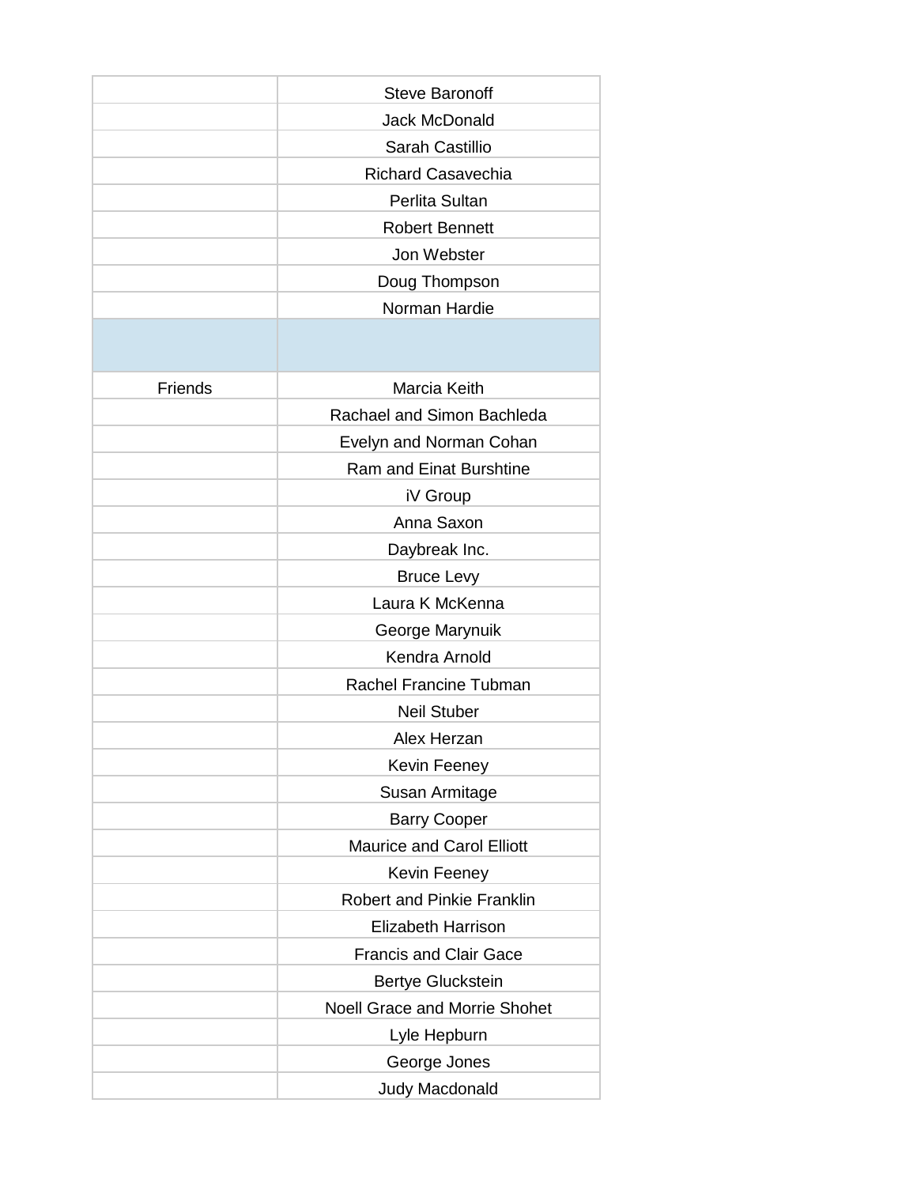| | |
|---|---|
| | Steve Baronoff |
| | Jack McDonald |
| | Sarah Castillio |
| | Richard Casavechia |
| | Perlita Sultan |
| | Robert Bennett |
| | Jon Webster |
| | Doug Thompson |
| | Norman Hardie |
| | |
| Friends | Marcia Keith |
| | Rachael and Simon Bachleda |
| | Evelyn and Norman Cohan |
| | Ram and Einat Burshtine |
| | iV Group |
| | Anna Saxon |
| | Daybreak Inc. |
| | Bruce Levy |
| | Laura K McKenna |
| | George Marynuik |
| | Kendra Arnold |
| | Rachel Francine Tubman |
| | Neil Stuber |
| | Alex Herzan |
| | Kevin Feeney |
| | Susan Armitage |
| | Barry Cooper |
| | Maurice and Carol Elliott |
| | Kevin Feeney |
| | Robert and Pinkie Franklin |
| | Elizabeth Harrison |
| | Francis and Clair Gace |
| | Bertye Gluckstein |
| | Noell Grace and Morrie Shohet |
| | Lyle Hepburn |
| | George Jones |
| | Judy Macdonald |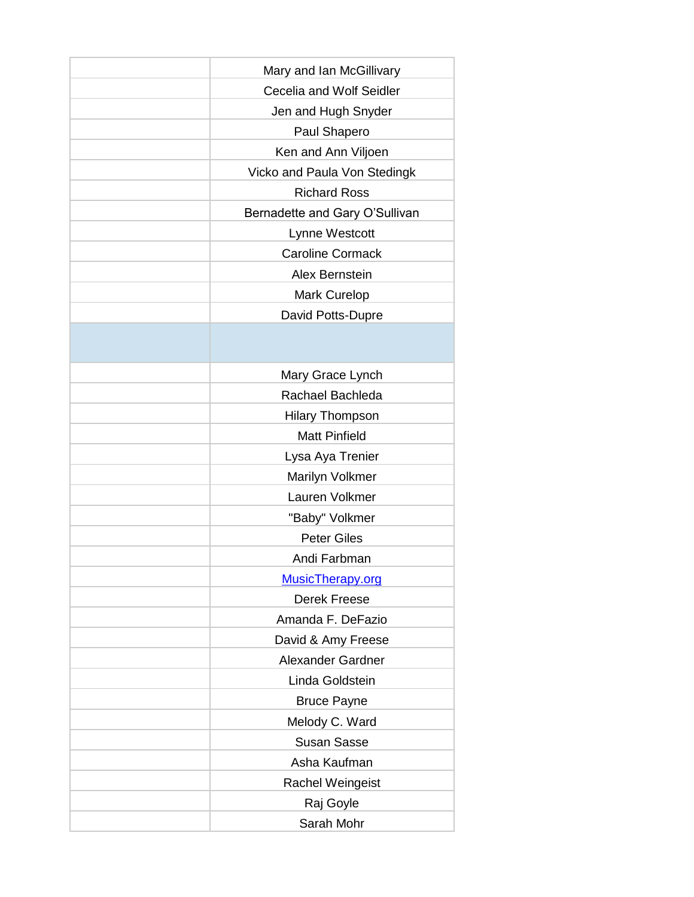| | |
|---|---|
| | Mary and Ian McGillivary |
| | Cecelia and Wolf Seidler |
| | Jen and Hugh Snyder |
| | Paul Shapero |
| | Ken and Ann Viljoen |
| | Vicko and Paula Von Stedingk |
| | Richard Ross |
| | Bernadette and Gary O'Sullivan |
| | Lynne Westcott |
| | Caroline Cormack |
| | Alex Bernstein |
| | Mark Curelop |
| | David Potts-Dupre |
| | |
| | Mary Grace Lynch |
| | Rachael Bachleda |
| | Hilary Thompson |
| | Matt Pinfield |
| | Lysa Aya Trenier |
| | Marilyn Volkmer |
| | Lauren Volkmer |
| | "Baby" Volkmer |
| | Peter Giles |
| | Andi Farbman |
| | MusicTherapy.org |
| | Derek Freese |
| | Amanda F. DeFazio |
| | David & Amy Freese |
| | Alexander Gardner |
| | Linda Goldstein |
| | Bruce Payne |
| | Melody C. Ward |
| | Susan Sasse |
| | Asha Kaufman |
| | Rachel Weingeist |
| | Raj Goyle |
| | Sarah Mohr |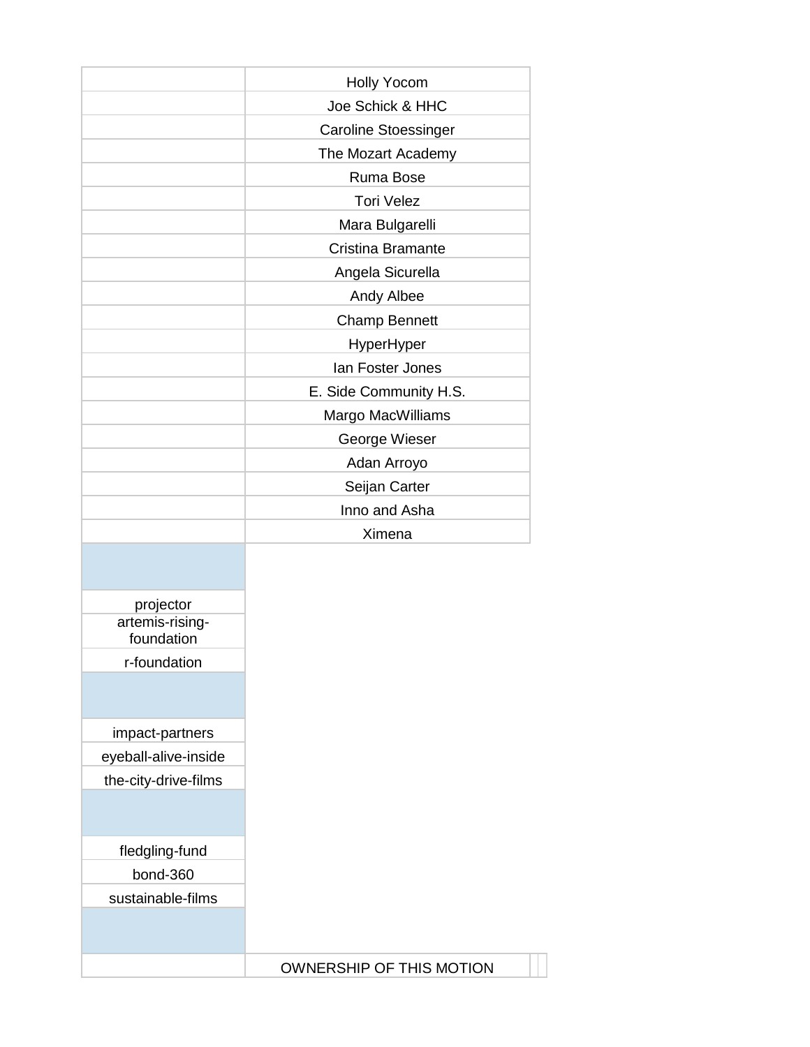| | |
|---|---|
| | Holly Yocom |
| | Joe Schick & HHC |
| | Caroline Stoessinger |
| | The Mozart Academy |
| | Ruma Bose |
| | Tori Velez |
| | Mara Bulgarelli |
| | Cristina Bramante |
| | Angela Sicurella |
| | Andy Albee |
| | Champ Bennett |
| | HyperHyper |
| | Ian Foster Jones |
| | E. Side Community H.S. |
| | Margo MacWilliams |
| | George Wieser |
| | Adan Arroyo |
| | Seijan Carter |
| | Inno and Asha |
| | Ximena |
| | |
| projector | |
| artemis-rising-foundation | |
| r-foundation | |
| | |
| impact-partners | |
| eyeball-alive-inside | |
| the-city-drive-films | |
| | |
| fledgling-fund | |
| bond-360 | |
| sustainable-films | |
| | |
| | OWNERSHIP OF THIS MOTION |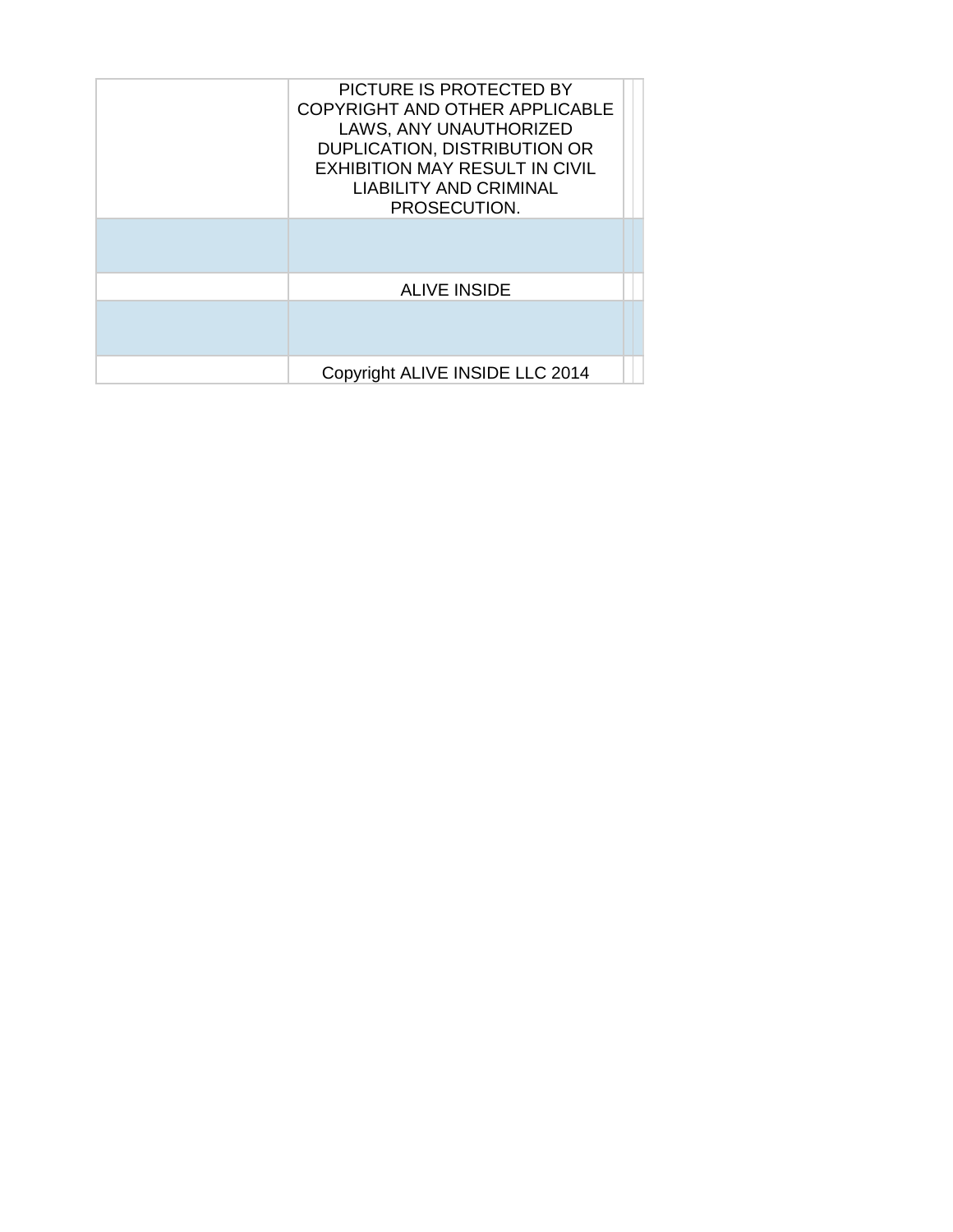| | | | |
|---|---|---|---|
| | PICTURE IS PROTECTED BY COPYRIGHT AND OTHER APPLICABLE LAWS, ANY UNAUTHORIZED DUPLICATION, DISTRIBUTION OR EXHIBITION MAY RESULT IN CIVIL LIABILITY AND CRIMINAL PROSECUTION. | | |
| | | | |
| | ALIVE INSIDE | | |
| | | | |
| | Copyright ALIVE INSIDE LLC 2014 | | |